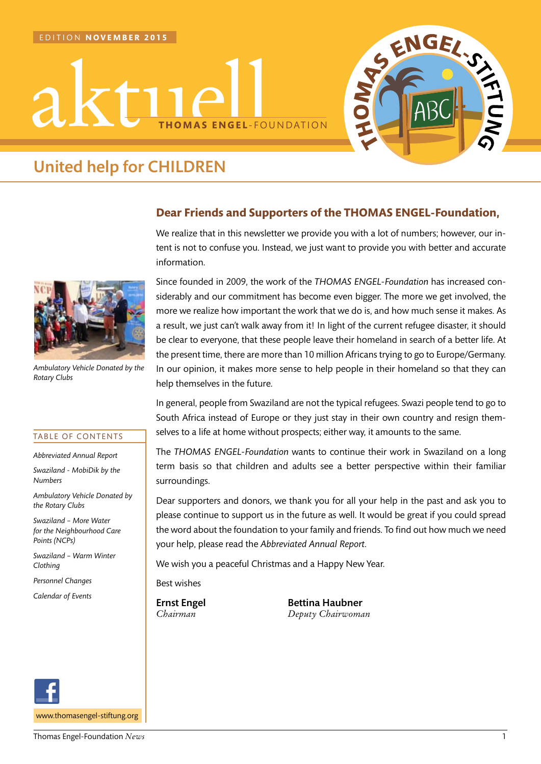EDITION **NOVEMBER 2015**

# aktuell

**THOMAS ENGEL**-FOUNDATION

## United help for CHILDREN

Ambulatory Vehicle Donated by the Rotary Clubs

TABLE OF CONTENTS

*Abbreviated Annual Report*

*Swaziland - MobiDik by the Numbers*

*Ambulatory Vehicle Donated by the Rotary Clubs*

*Swaziland – More Water for the Neighbourhood Care Points (NCPs)*

*Swaziland – Warm Winter Clothing*

*Personnel Changes*

*Calendar of Events*

www.thomasengel-stiftung.org

### Dear Friends and Supporters of the THOMAS ENGEL-Foundation,

We realize that in this newsletter we provide you with a lot of numbers; however, our intent is not to confuse you. Instead, we just want to provide you with better and accurate information.

Since founded in 2009, the work of the *THOMAS ENGEL-Foundation* has increased considerably and our commitment has become even bigger. The more we get involved, the more we realize how important the work that we do is, and how much sense it makes. As a result, we just can't walk away from it! In light of the current refugee disaster, it should be clear to everyone, that these people leave their homeland in search of a better life. At the present time, there are more than 10 million Africans trying to go to Europe/Germany. In our opinion, it makes more sense to help people in their homeland so that they can help themselves in the future.

In general, people from Swaziland are not the typical refugees. Swazi people tend to go to South Africa instead of Europe or they just stay in their own country and resign themselves to a life at home without prospects; either way, it amounts to the same.

The *THOMAS ENGEL-Foundation* wants to continue their work in Swaziland on a long term basis so that children and adults see a better perspective within their familiar surroundings.

Dear supporters and donors, we thank you for all your help in the past and ask you to please continue to support us in the future as well. It would be great if you could spread the word about the foundation to your family and friends. To find out how much we need your help, please read the *Abbreviated Annual Report*.

We wish you a peaceful Christmas and a Happy New Year.

Best wishes

**Ernst Engel**
*Chairman*

**Bettina Haubner**
*Deputy Chairwoman*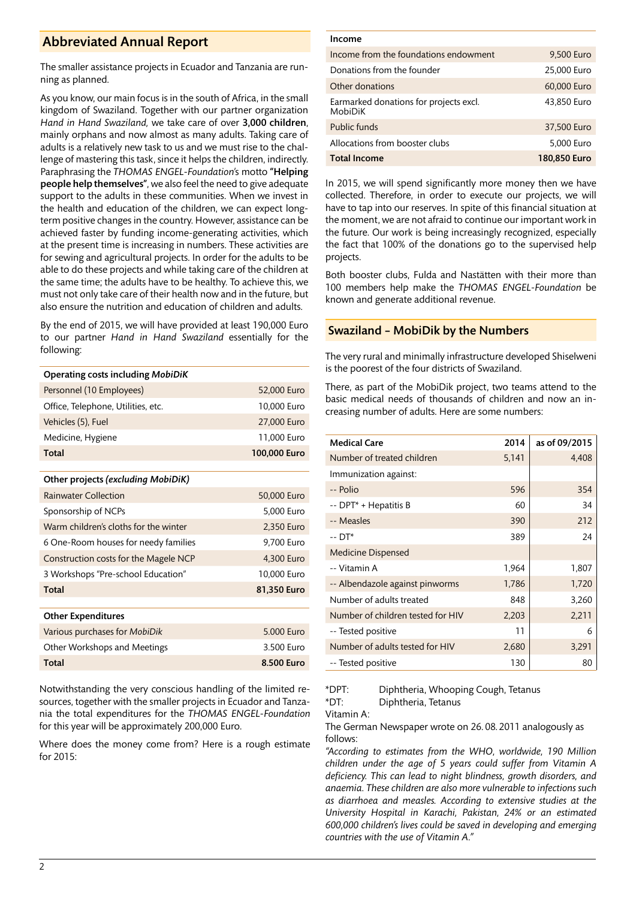## Abbreviated Annual Report

The smaller assistance projects in Ecuador and Tanzania are running as planned.

As you know, our main focus is in the south of Africa, in the small kingdom of Swaziland. Together with our partner organization *Hand in Hand Swaziland*, we take care of over **3,000 children**, mainly orphans and now almost as many adults. Taking care of adults is a relatively new task to us and we must rise to the challenge of mastering this task, since it helps the children, indirectly. Paraphrasing the *THOMAS ENGEL-Foundation*'s motto **"Helping people help themselves"**, we also feel the need to give adequate support to the adults in these communities. When we invest in the health and education of the children, we can expect long-term positive changes in the country. However, assistance can be achieved faster by funding income-generating activities, which at the present time is increasing in numbers. These activities are for sewing and agricultural projects. In order for the adults to be able to do these projects and while taking care of the children at the same time; the adults have to be healthy. To achieve this, we must not only take care of their health now and in the future, but also ensure the nutrition and education of children and adults.

By the end of 2015, we will have provided at least 190,000 Euro to our partner *Hand in Hand Swaziland* essentially for the following:

| **Operating costs including *MobiDiK*** | |
|---|---|
| Personnel (10 Employees) | 52,000 Euro |
| Office, Telephone, Utilities, etc. | 10,000 Euro |
| Vehicles (5), Fuel | 27,000 Euro |
| Medicine, Hygiene | 11,000 Euro |
| **Total** | **100,000 Euro** |

| **Other projects *(excluding MobiDiK)*** | |
|---|---|
| Rainwater Collection | 50,000 Euro |
| Sponsorship of NCPs | 5,000 Euro |
| Warm children's cloths for the winter | 2,350 Euro |
| 6 One-Room houses for needy families | 9,700 Euro |
| Construction costs for the Magele NCP | 4,300 Euro |
| 3 Workshops "Pre-school Education" | 10,000 Euro |
| **Total** | **81,350 Euro** |

| **Other Expenditures** | |
|---|---|
| Various purchases for *MobiDik* | 5.000 Euro |
| Other Workshops and Meetings | 3.500 Euro |
| **Total** | **8.500 Euro** |

Notwithstanding the very conscious handling of the limited resources, together with the smaller projects in Ecuador and Tanzania the total expenditures for the *THOMAS ENGEL-Foundation* for this year will be approximately 200,000 Euro.

Where does the money come from? Here is a rough estimate for 2015:

| **Income** | |
|---|---|
| Income from the foundations endowment | 9,500 Euro |
| Donations from the founder | 25,000 Euro |
| Other donations | 60,000 Euro |
| Earmarked donations for projects excl. MobiDiK | 43,850 Euro |
| Public funds | 37,500 Euro |
| Allocations from booster clubs | 5,000 Euro |
| **Total Income** | **180,850 Euro** |

In 2015, we will spend significantly more money then we have collected. Therefore, in order to execute our projects, we will have to tap into our reserves. In spite of this financial situation at the moment, we are not afraid to continue our important work in the future. Our work is being increasingly recognized, especially the fact that 100% of the donations go to the supervised help projects.

Both booster clubs, Fulda and Nastätten with their more than 100 members help make the *THOMAS ENGEL-Foundation* be known and generate additional revenue.

## Swaziland – MobiDik by the Numbers

The very rural and minimally infrastructure developed Shiselweni is the poorest of the four districts of Swaziland.

There, as part of the MobiDik project, two teams attend to the basic medical needs of thousands of children and now an increasing number of adults. Here are some numbers:

| **Medical Care** | **2014** | **as of 09/2015** |
|---|---|---|
| Number of treated children | 5,141 | 4,408 |
| Immunization against: | | |
| -- Polio | 596 | 354 |
| -- DPT* + Hepatitis B | 60 | 34 |
| -- Measles | 390 | 212 |
| -- DT* | 389 | 24 |
| Medicine Dispensed | | |
| -- Vitamin A | 1,964 | 1,807 |
| -- Albendazole against pinworms | 1,786 | 1,720 |
| Number of adults treated | 848 | 3,260 |
| Number of children tested for HIV | 2,203 | 2,211 |
| -- Tested positive | 11 | 6 |
| Number of adults tested for HIV | 2,680 | 3,291 |
| -- Tested positive | 130 | 80 |

*DPT: Diphtheria, Whooping Cough, Tetanus
*DT: Diphtheria, Tetanus

Vitamin A:

The German Newspaper wrote on 26. 08. 2011 analogously as follows:

*"According to estimates from the WHO, worldwide, 190 Million children under the age of 5 years could suffer from Vitamin A deficiency. This can lead to night blindness, growth disorders, and anaemia. These children are also more vulnerable to infections such as diarrhoea and measles. According to extensive studies at the University Hospital in Karachi, Pakistan, 24% or an estimated 600,000 children's lives could be saved in developing and emerging countries with the use of Vitamin A."*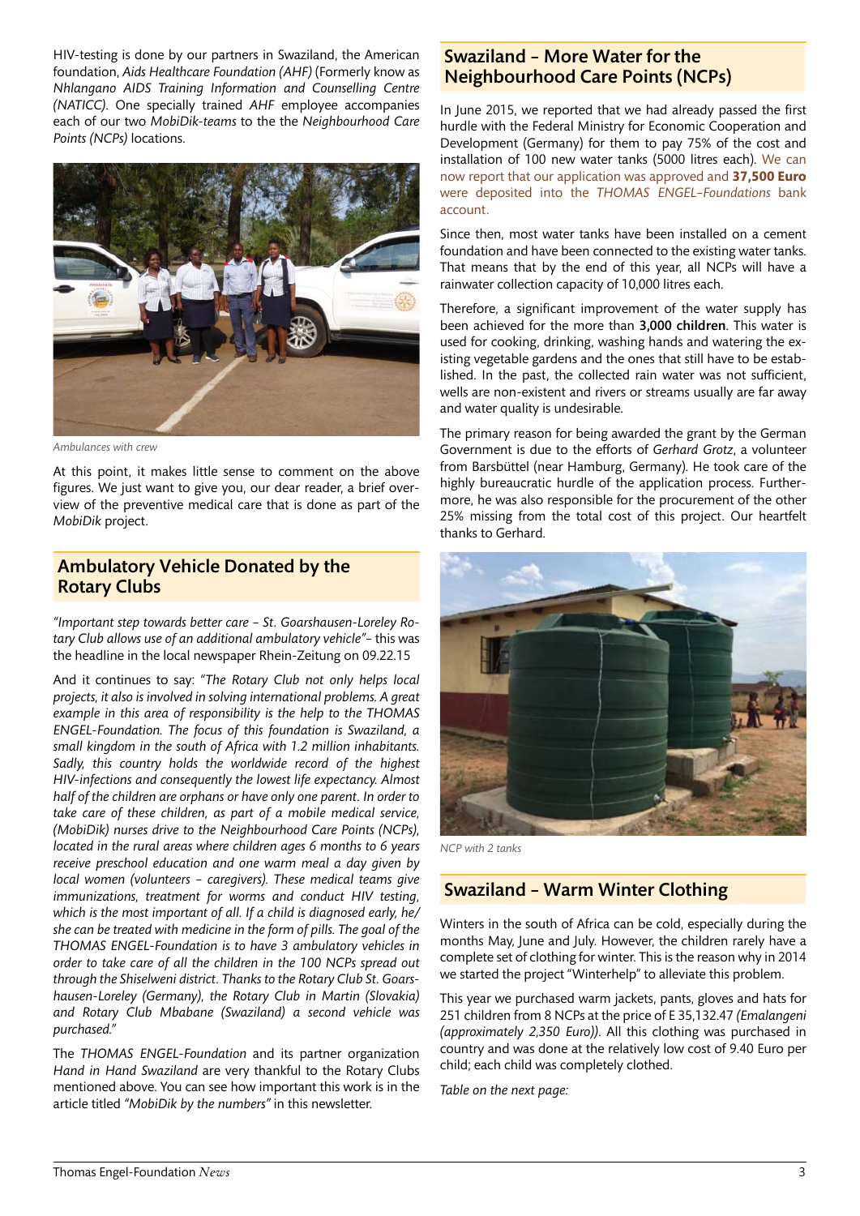HIV-testing is done by our partners in Swaziland, the American foundation, *Aids Healthcare Foundation (AHF)* (Formerly know as *Nhlangano AIDS Training Information and Counselling Centre (NATICC)*. One specially trained *AHF* employee accompanies each of our two *MobiDik-teams* to the the *Neighbourhood Care Points (NCPs)* locations.

*Ambulances with crew*

At this point, it makes little sense to comment on the above figures. We just want to give you, our dear reader, a brief overview of the preventive medical care that is done as part of the *MobiDik* project.

## Ambulatory Vehicle Donated by the Rotary Clubs

*"Important step towards better care – St. Goarshausen-Loreley Rotary Club allows use of an additional ambulatory vehicle"*– this was the headline in the local newspaper Rhein-Zeitung on 09.22.15

And it continues to say: *"The Rotary Club not only helps local projects, it also is involved in solving international problems. A great example in this area of responsibility is the help to the THOMAS ENGEL-Foundation. The focus of this foundation is Swaziland, a small kingdom in the south of Africa with 1.2 million inhabitants. Sadly, this country holds the worldwide record of the highest HIV-infections and consequently the lowest life expectancy. Almost half of the children are orphans or have only one parent. In order to take care of these children, as part of a mobile medical service, (MobiDik) nurses drive to the Neighbourhood Care Points (NCPs), located in the rural areas where children ages 6 months to 6 years receive preschool education and one warm meal a day given by local women (volunteers – caregivers). These medical teams give immunizations, treatment for worms and conduct HIV testing, which is the most important of all. If a child is diagnosed early, he/she can be treated with medicine in the form of pills. The goal of the THOMAS ENGEL-Foundation is to have 3 ambulatory vehicles in order to take care of all the children in the 100 NCPs spread out through the Shiselweni district. Thanks to the Rotary Club St. Goarshausen-Loreley (Germany), the Rotary Club in Martin (Slovakia) and Rotary Club Mbabane (Swaziland) a second vehicle was purchased."*

The *THOMAS ENGEL-Foundation* and its partner organization *Hand in Hand Swaziland* are very thankful to the Rotary Clubs mentioned above. You can see how important this work is in the article titled *"MobiDik by the numbers"* in this newsletter.

## Swaziland – More Water for the Neighbourhood Care Points (NCPs)

In June 2015, we reported that we had already passed the first hurdle with the Federal Ministry for Economic Cooperation and Development (Germany) for them to pay 75% of the cost and installation of 100 new water tanks (5000 litres each). We can now report that our application was approved and **37,500 Euro** were deposited into the *THOMAS ENGEL–Foundations* bank account.

Since then, most water tanks have been installed on a cement foundation and have been connected to the existing water tanks. That means that by the end of this year, all NCPs will have a rainwater collection capacity of 10,000 litres each.

Therefore, a significant improvement of the water supply has been achieved for the more than **3,000 children**. This water is used for cooking, drinking, washing hands and watering the existing vegetable gardens and the ones that still have to be established. In the past, the collected rain water was not sufficient, wells are non-existent and rivers or streams usually are far away and water quality is undesirable.

The primary reason for being awarded the grant by the German Government is due to the efforts of *Gerhard Grotz*, a volunteer from Barsbüttel (near Hamburg, Germany). He took care of the highly bureaucratic hurdle of the application process. Furthermore, he was also responsible for the procurement of the other 25% missing from the total cost of this project. Our heartfelt thanks to Gerhard.

*NCP with 2 tanks*

## Swaziland – Warm Winter Clothing

Winters in the south of Africa can be cold, especially during the months May, June and July. However, the children rarely have a complete set of clothing for winter. This is the reason why in 2014 we started the project "Winterhelp" to alleviate this problem.

This year we purchased warm jackets, pants, gloves and hats for 251 children from 8 NCPs at the price of E 35,132.47 *(Emalangeni (approximately 2,350 Euro))*. All this clothing was purchased in country and was done at the relatively low cost of 9.40 Euro per child; each child was completely clothed.

*Table on the next page:*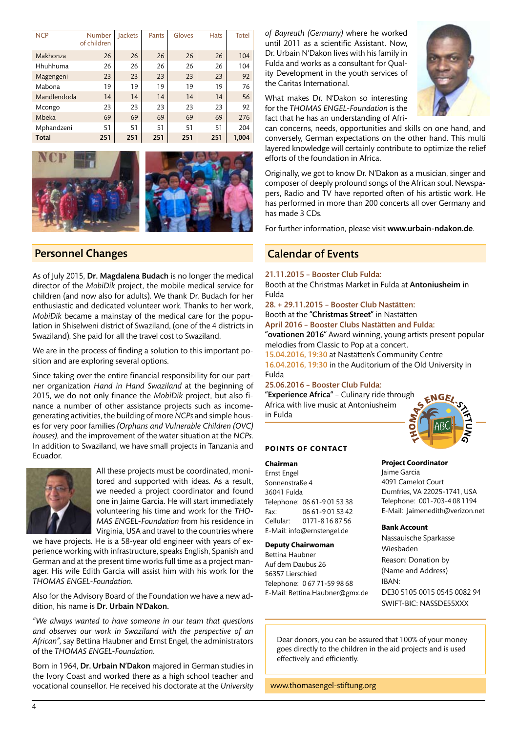| NCP | Number of children | Jackets | Pants | Gloves | Hats | Totel |
|---|---|---|---|---|---|---|
| Makhonza | 26 | 26 | 26 | 26 | 26 | 104 |
| Hhuhhuma | 26 | 26 | 26 | 26 | 26 | 104 |
| Magengeni | 23 | 23 | 23 | 23 | 23 | 92 |
| Mabona | 19 | 19 | 19 | 19 | 19 | 76 |
| Mandlendoda | 14 | 14 | 14 | 14 | 14 | 56 |
| Mcongo | 23 | 23 | 23 | 23 | 23 | 92 |
| Mbeka | 69 | 69 | 69 | 69 | 69 | 276 |
| Mphandzeni | 51 | 51 | 51 | 51 | 51 | 204 |
| **Total** | **251** | **251** | **251** | **251** | **251** | **1,004** |

## Personnel Changes

As of July 2015, **Dr. Magdalena Budach** is no longer the medical director of the *MobiDik* project, the mobile medical service for children (and now also for adults). We thank Dr. Budach for her enthusiastic and dedicated volunteer work. Thanks to her work, *MobiDik* became a mainstay of the medical care for the population in Shiselweni district of Swaziland, (one of the 4 districts in Swaziland). She paid for all the travel cost to Swaziland.

We are in the process of finding a solution to this important position and are exploring several options.

Since taking over the entire financial responsibility for our partner organization *Hand in Hand Swaziland* at the beginning of 2015, we do not only finance the *MobiDik* project, but also finance a number of other assistance projects such as income-generating activities, the building of more *NCPs* and simple houses for very poor families *(Orphans and Vulnerable Children (OVC) houses)*, and the improvement of the water situation at the *NCPs*. In addition to Swaziland, we have small projects in Tanzania and Ecuador.

All these projects must be coordinated, monitored and supported with ideas. As a result, we needed a project coordinator and found one in Jaime Garcia. He will start immediately volunteering his time and work for the *THOMAS ENGEL-Foundation* from his residence in Virginia, USA and travel to the countries where we have projects. He is a 58-year old engineer with years of experience working with infrastructure, speaks English, Spanish and German and at the present time works full time as a project manager. His wife Edith Garcia will assist him with his work for the *THOMAS ENGEL-Foundation*.

Also for the Advisory Board of the Foundation we have a new addition, his name is **Dr. Urbain N'Dakon.**

*"We always wanted to have someone in our team that questions and observes our work in Swaziland with the perspective of an African"*, say Bettina Haubner and Ernst Engel, the administrators of the *THOMAS ENGEL-Foundation*.

Born in 1964, **Dr. Urbain N'Dakon** majored in German studies in the Ivory Coast and worked there as a high school teacher and vocational counsellor. He received his doctorate at the *University of Bayreuth (Germany)* where he worked until 2011 as a scientific Assistant. Now, Dr. Urbain N'Dakon lives with his family in Fulda and works as a consultant for Quality Development in the youth services of the Caritas International.

What makes Dr. N'Dakon so interesting for the *THOMAS ENGEL-Foundation* is the fact that he has an understanding of African concerns, needs, opportunities and skills on one hand, and conversely, German expectations on the other hand. This multi layered knowledge will certainly contribute to optimize the relief efforts of the foundation in Africa.

Originally, we got to know Dr. N'Dakon as a musician, singer and composer of deeply profound songs of the African soul. Newspapers, Radio and TV have reported often of his artistic work. He has performed in more than 200 concerts all over Germany and has made 3 CDs.

For further information, please visit **www.urbain-ndakon.de**.

## Calendar of Events

**21.11.2015 – Booster Club Fulda:**
Booth at the Christmas Market in Fulda at **Antoniusheim** in Fulda

**28. + 29.11.2015 – Booster Club Nastätten:**
Booth at the **"Christmas Street"** in Nastätten

**April 2016 – Booster Clubs Nastätten and Fulda:**
**"ovationen 2016"** Award winning, young artists present popular melodies from Classic to Pop at a concert.
**15.04.2016, 19:30** at Nastätten's Community Centre
**16.04.2016, 19:30** in the Auditorium of the Old University in Fulda

**25.06.2016 – Booster Club Fulda:**
**"Experience Africa"** – Culinary ride through Africa with live music at Antoniusheim in Fulda

THOMAS ENGEL-STIFTUNG

### POINTS OF CONTACT

**Chairman**
Ernst Engel
Sonnenstraße 4
36041 Fulda
Telephone: 06 61-9 01 53 38
Fax: 06 61-9 01 53 42
Cellular: 0171-8 16 87 56
E-Mail: info@ernstengel.de

**Deputy Chairwoman**
Bettina Haubner
Auf dem Daubus 26
56357 Lierschied
Telephone: 0 67 71-59 98 68
E-Mail: Bettina.Haubner@gmx.de

**Project Coordinator**
Jaime Garcia
4091 Camelot Court
Dumfries, VA 22025-1741, USA
Telephone: 001-703-4 08 1194
E-Mail: Jaimenedith@verizon.net

**Bank Account**
Nassauische Sparkasse
Wiesbaden
Reason: Donation by
(Name and Address)
IBAN:
DE30 5105 0015 0545 0082 94
SWIFT-BIC: NASSDE55XXX

Dear donors, you can be assured that 100% of your money goes directly to the children in the aid projects and is used effectively and efficiently.

www.thomasengel-stiftung.org